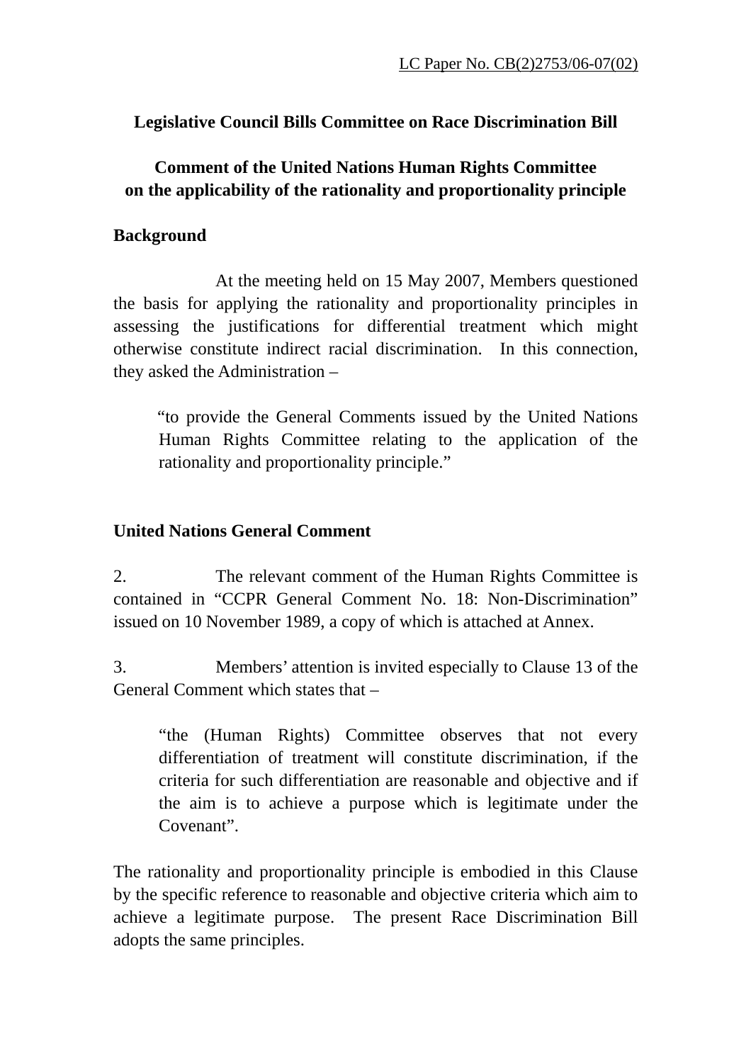LC Paper No. CB(2)2753/06-07(02)

**Legislative Council Bills Committee on Race Discrimination Bill**

**Comment of the United Nations Human Rights Committee on the applicability of the rationality and proportionality principle**

**Background**

At the meeting held on 15 May 2007, Members questioned the basis for applying the rationality and proportionality principles in assessing the justifications for differential treatment which might otherwise constitute indirect racial discrimination. In this connection, they asked the Administration –

> "to provide the General Comments issued by the United Nations Human Rights Committee relating to the application of the rationality and proportionality principle."

**United Nations General Comment**

2. The relevant comment of the Human Rights Committee is contained in "CCPR General Comment No. 18: Non-Discrimination" issued on 10 November 1989, a copy of which is attached at Annex.

3. Members' attention is invited especially to Clause 13 of the General Comment which states that –

> "the (Human Rights) Committee observes that not every differentiation of treatment will constitute discrimination, if the criteria for such differentiation are reasonable and objective and if the aim is to achieve a purpose which is legitimate under the Covenant".

The rationality and proportionality principle is embodied in this Clause by the specific reference to reasonable and objective criteria which aim to achieve a legitimate purpose. The present Race Discrimination Bill adopts the same principles.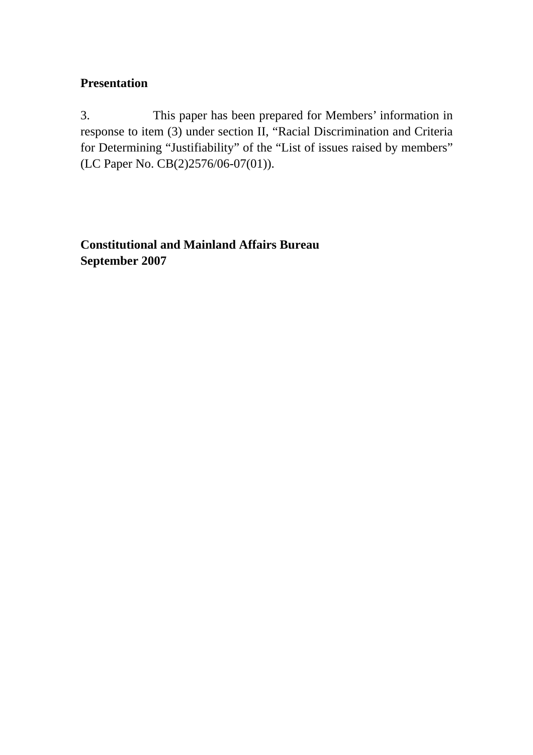**Presentation**

3. This paper has been prepared for Members' information in response to item (3) under section II, "Racial Discrimination and Criteria for Determining "Justifiability" of the "List of issues raised by members" (LC Paper No. CB(2)2576/06-07(01)).

**Constitutional and Mainland Affairs Bureau**
**September 2007**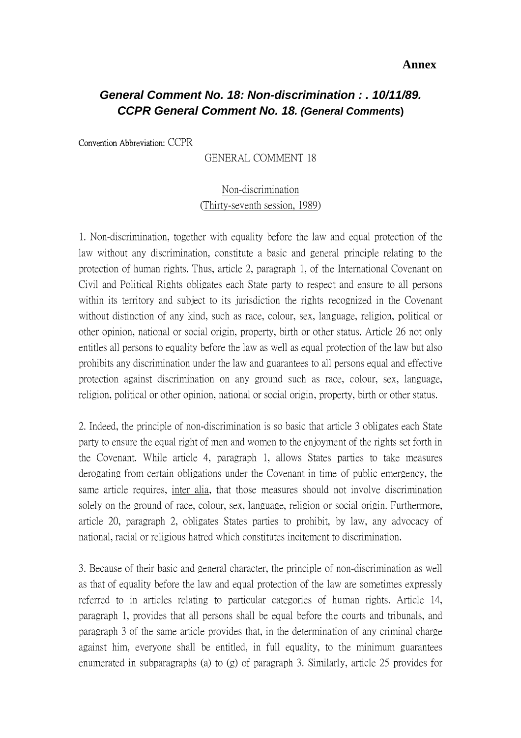**Annex**

## *General Comment No. 18: Non-discrimination : . 10/11/89. CCPR General Comment No. 18. (General Comments)*

Convention Abbreviation: CCPR

GENERAL COMMENT 18

Non-discrimination
(Thirty-seventh session, 1989)

1. Non-discrimination, together with equality before the law and equal protection of the law without any discrimination, constitute a basic and general principle relating to the protection of human rights. Thus, article 2, paragraph 1, of the International Covenant on Civil and Political Rights obligates each State party to respect and ensure to all persons within its territory and subject to its jurisdiction the rights recognized in the Covenant without distinction of any kind, such as race, colour, sex, language, religion, political or other opinion, national or social origin, property, birth or other status. Article 26 not only entitles all persons to equality before the law as well as equal protection of the law but also prohibits any discrimination under the law and guarantees to all persons equal and effective protection against discrimination on any ground such as race, colour, sex, language, religion, political or other opinion, national or social origin, property, birth or other status.

2. Indeed, the principle of non-discrimination is so basic that article 3 obligates each State party to ensure the equal right of men and women to the enjoyment of the rights set forth in the Covenant. While article 4, paragraph 1, allows States parties to take measures derogating from certain obligations under the Covenant in time of public emergency, the same article requires, inter alia, that those measures should not involve discrimination solely on the ground of race, colour, sex, language, religion or social origin. Furthermore, article 20, paragraph 2, obligates States parties to prohibit, by law, any advocacy of national, racial or religious hatred which constitutes incitement to discrimination.

3. Because of their basic and general character, the principle of non-discrimination as well as that of equality before the law and equal protection of the law are sometimes expressly referred to in articles relating to particular categories of human rights. Article 14, paragraph 1, provides that all persons shall be equal before the courts and tribunals, and paragraph 3 of the same article provides that, in the determination of any criminal charge against him, everyone shall be entitled, in full equality, to the minimum guarantees enumerated in subparagraphs (a) to (g) of paragraph 3. Similarly, article 25 provides for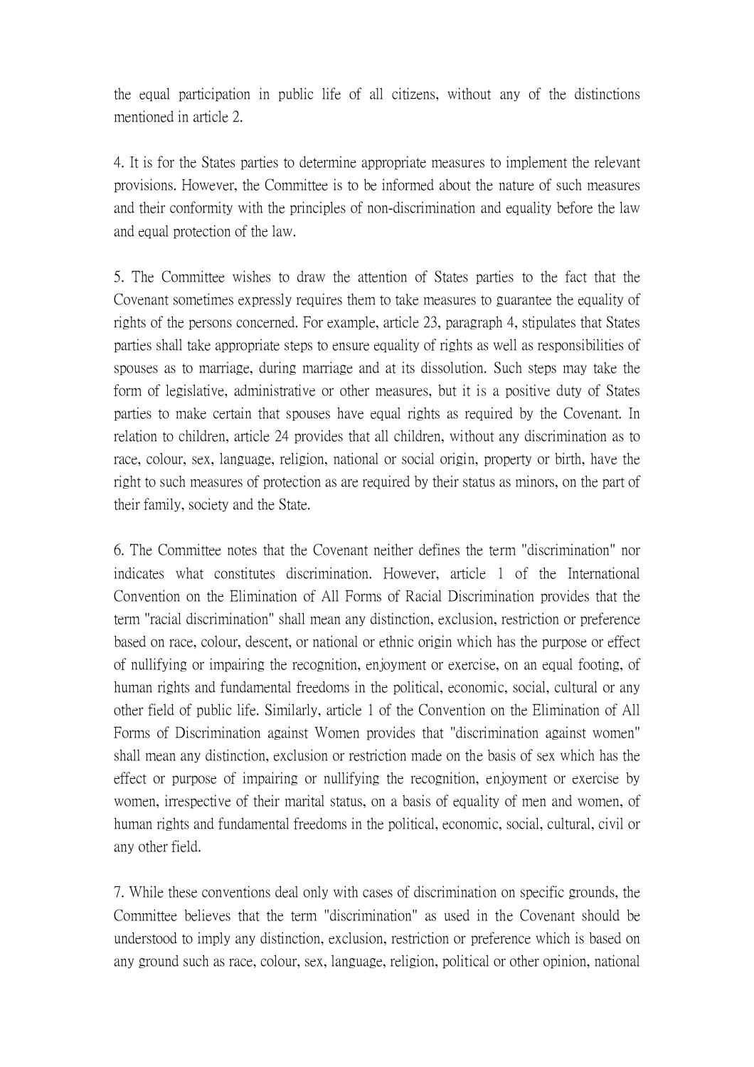the equal participation in public life of all citizens, without any of the distinctions mentioned in article 2.

4. It is for the States parties to determine appropriate measures to implement the relevant provisions. However, the Committee is to be informed about the nature of such measures and their conformity with the principles of non-discrimination and equality before the law and equal protection of the law.

5. The Committee wishes to draw the attention of States parties to the fact that the Covenant sometimes expressly requires them to take measures to guarantee the equality of rights of the persons concerned. For example, article 23, paragraph 4, stipulates that States parties shall take appropriate steps to ensure equality of rights as well as responsibilities of spouses as to marriage, during marriage and at its dissolution. Such steps may take the form of legislative, administrative or other measures, but it is a positive duty of States parties to make certain that spouses have equal rights as required by the Covenant. In relation to children, article 24 provides that all children, without any discrimination as to race, colour, sex, language, religion, national or social origin, property or birth, have the right to such measures of protection as are required by their status as minors, on the part of their family, society and the State.

6. The Committee notes that the Covenant neither defines the term "discrimination" nor indicates what constitutes discrimination. However, article 1 of the International Convention on the Elimination of All Forms of Racial Discrimination provides that the term "racial discrimination" shall mean any distinction, exclusion, restriction or preference based on race, colour, descent, or national or ethnic origin which has the purpose or effect of nullifying or impairing the recognition, enjoyment or exercise, on an equal footing, of human rights and fundamental freedoms in the political, economic, social, cultural or any other field of public life. Similarly, article 1 of the Convention on the Elimination of All Forms of Discrimination against Women provides that "discrimination against women" shall mean any distinction, exclusion or restriction made on the basis of sex which has the effect or purpose of impairing or nullifying the recognition, enjoyment or exercise by women, irrespective of their marital status, on a basis of equality of men and women, of human rights and fundamental freedoms in the political, economic, social, cultural, civil or any other field.

7. While these conventions deal only with cases of discrimination on specific grounds, the Committee believes that the term "discrimination" as used in the Covenant should be understood to imply any distinction, exclusion, restriction or preference which is based on any ground such as race, colour, sex, language, religion, political or other opinion, national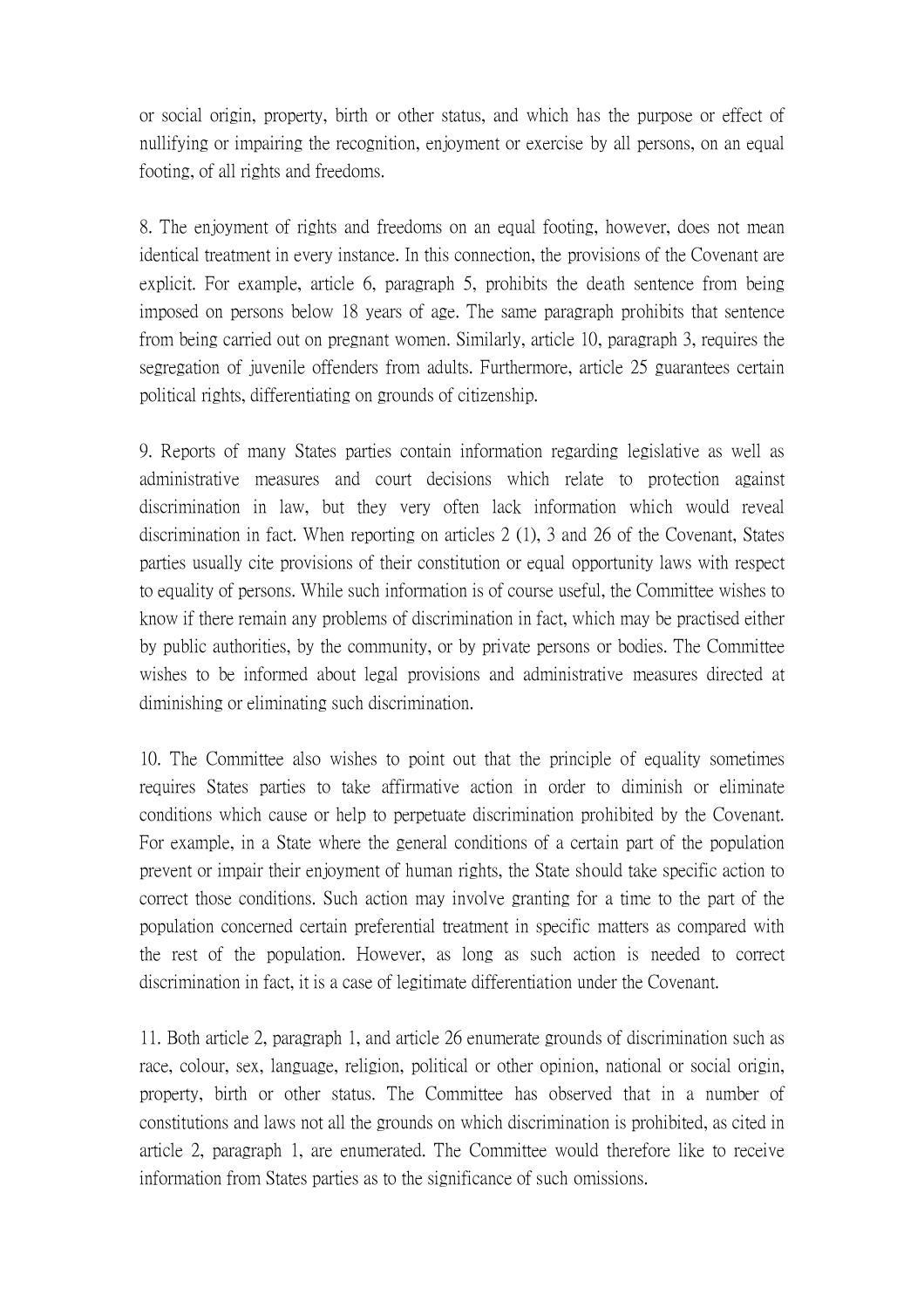or social origin, property, birth or other status, and which has the purpose or effect of nullifying or impairing the recognition, enjoyment or exercise by all persons, on an equal footing, of all rights and freedoms.

8. The enjoyment of rights and freedoms on an equal footing, however, does not mean identical treatment in every instance. In this connection, the provisions of the Covenant are explicit. For example, article 6, paragraph 5, prohibits the death sentence from being imposed on persons below 18 years of age. The same paragraph prohibits that sentence from being carried out on pregnant women. Similarly, article 10, paragraph 3, requires the segregation of juvenile offenders from adults. Furthermore, article 25 guarantees certain political rights, differentiating on grounds of citizenship.

9. Reports of many States parties contain information regarding legislative as well as administrative measures and court decisions which relate to protection against discrimination in law, but they very often lack information which would reveal discrimination in fact. When reporting on articles 2 (1), 3 and 26 of the Covenant, States parties usually cite provisions of their constitution or equal opportunity laws with respect to equality of persons. While such information is of course useful, the Committee wishes to know if there remain any problems of discrimination in fact, which may be practised either by public authorities, by the community, or by private persons or bodies. The Committee wishes to be informed about legal provisions and administrative measures directed at diminishing or eliminating such discrimination.

10. The Committee also wishes to point out that the principle of equality sometimes requires States parties to take affirmative action in order to diminish or eliminate conditions which cause or help to perpetuate discrimination prohibited by the Covenant. For example, in a State where the general conditions of a certain part of the population prevent or impair their enjoyment of human rights, the State should take specific action to correct those conditions. Such action may involve granting for a time to the part of the population concerned certain preferential treatment in specific matters as compared with the rest of the population. However, as long as such action is needed to correct discrimination in fact, it is a case of legitimate differentiation under the Covenant.

11. Both article 2, paragraph 1, and article 26 enumerate grounds of discrimination such as race, colour, sex, language, religion, political or other opinion, national or social origin, property, birth or other status. The Committee has observed that in a number of constitutions and laws not all the grounds on which discrimination is prohibited, as cited in article 2, paragraph 1, are enumerated. The Committee would therefore like to receive information from States parties as to the significance of such omissions.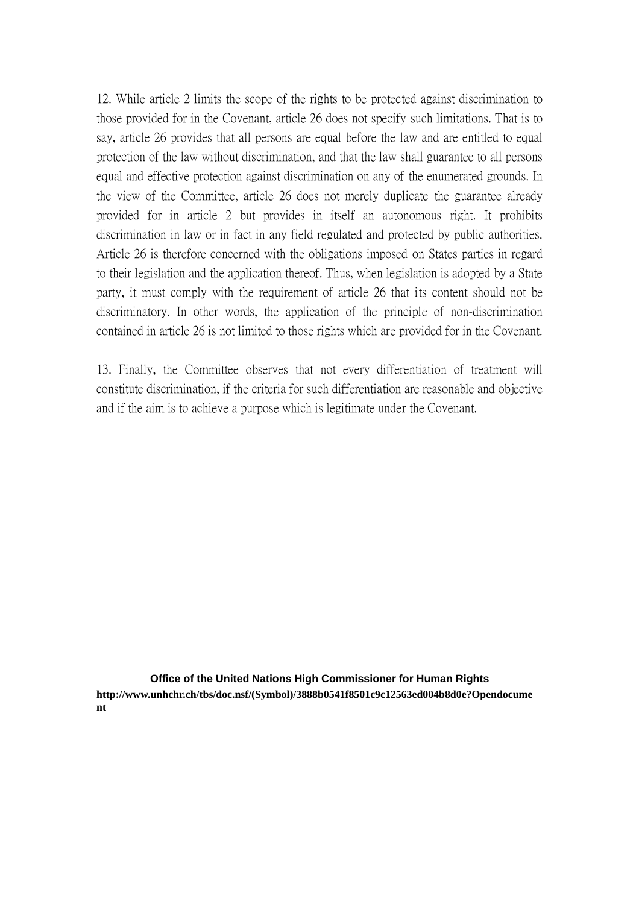12. While article 2 limits the scope of the rights to be protected against discrimination to those provided for in the Covenant, article 26 does not specify such limitations. That is to say, article 26 provides that all persons are equal before the law and are entitled to equal protection of the law without discrimination, and that the law shall guarantee to all persons equal and effective protection against discrimination on any of the enumerated grounds. In the view of the Committee, article 26 does not merely duplicate the guarantee already provided for in article 2 but provides in itself an autonomous right. It prohibits discrimination in law or in fact in any field regulated and protected by public authorities. Article 26 is therefore concerned with the obligations imposed on States parties in regard to their legislation and the application thereof. Thus, when legislation is adopted by a State party, it must comply with the requirement of article 26 that its content should not be discriminatory. In other words, the application of the principle of non-discrimination contained in article 26 is not limited to those rights which are provided for in the Covenant.

13. Finally, the Committee observes that not every differentiation of treatment will constitute discrimination, if the criteria for such differentiation are reasonable and objective and if the aim is to achieve a purpose which is legitimate under the Covenant.

**Office of the United Nations High Commissioner for Human Rights**
**http://www.unhchr.ch/tbs/doc.nsf/(Symbol)/3888b0541f8501c9c12563ed004b8d0e?Opendocument**